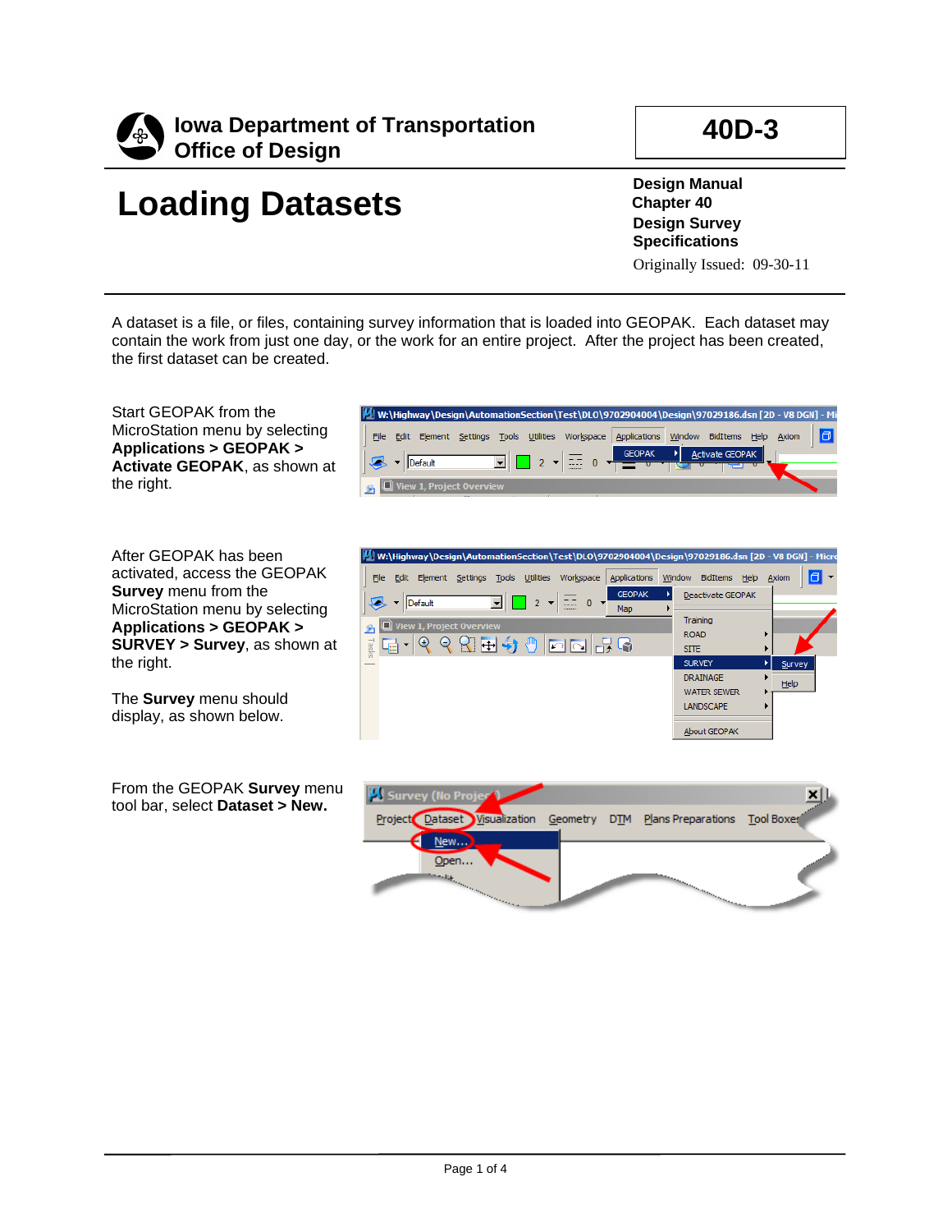Iowa Department of Transportation
Office of Design

**40D-3**

# Loading Datasets

**Design Manual**
**Chapter 40**
**Design Survey Specifications**
Originally Issued: 09-30-11

A dataset is a file, or files, containing survey information that is loaded into GEOPAK. Each dataset may contain the work from just one day, or the work for an entire project. After the project has been created, the first dataset can be created.

Start GEOPAK from the MicroStation menu by selecting **Applications > GEOPAK > Activate GEOPAK**, as shown at the right.

After GEOPAK has been activated, access the GEOPAK **Survey** menu from the MicroStation menu by selecting **Applications > GEOPAK > SURVEY > Survey**, as shown at the right.

The **Survey** menu should display, as shown below.

From the GEOPAK **Survey** menu tool bar, select **Dataset > New.**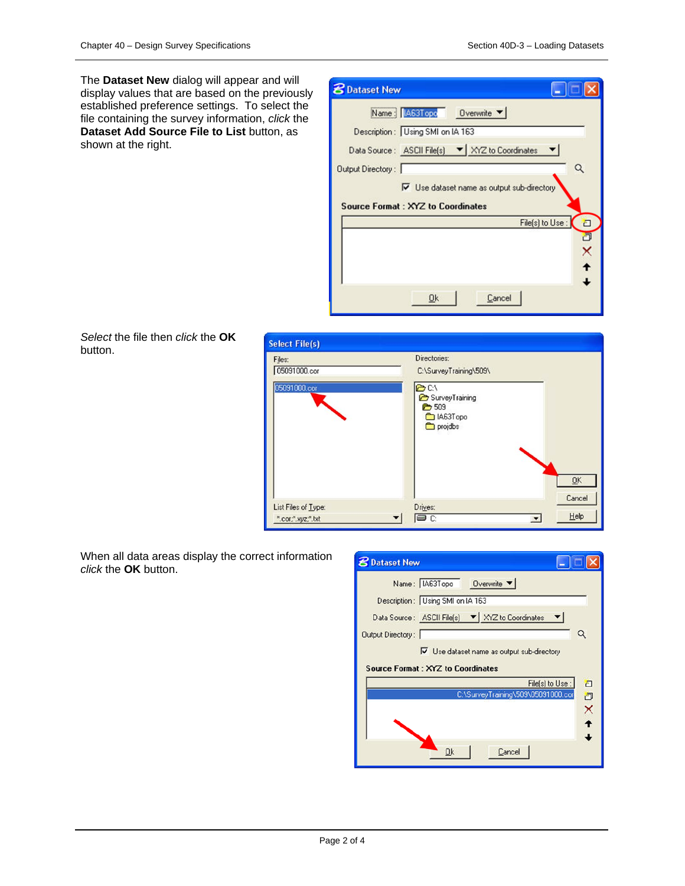The **Dataset New** dialog will appear and will display values that are based on the previously established preference settings. To select the file containing the survey information, *click* the **Dataset Add Source File to List** button, as shown at the right.

*Select* the file then *click* the **OK** button.

When all data areas display the correct information *click* the **OK** button.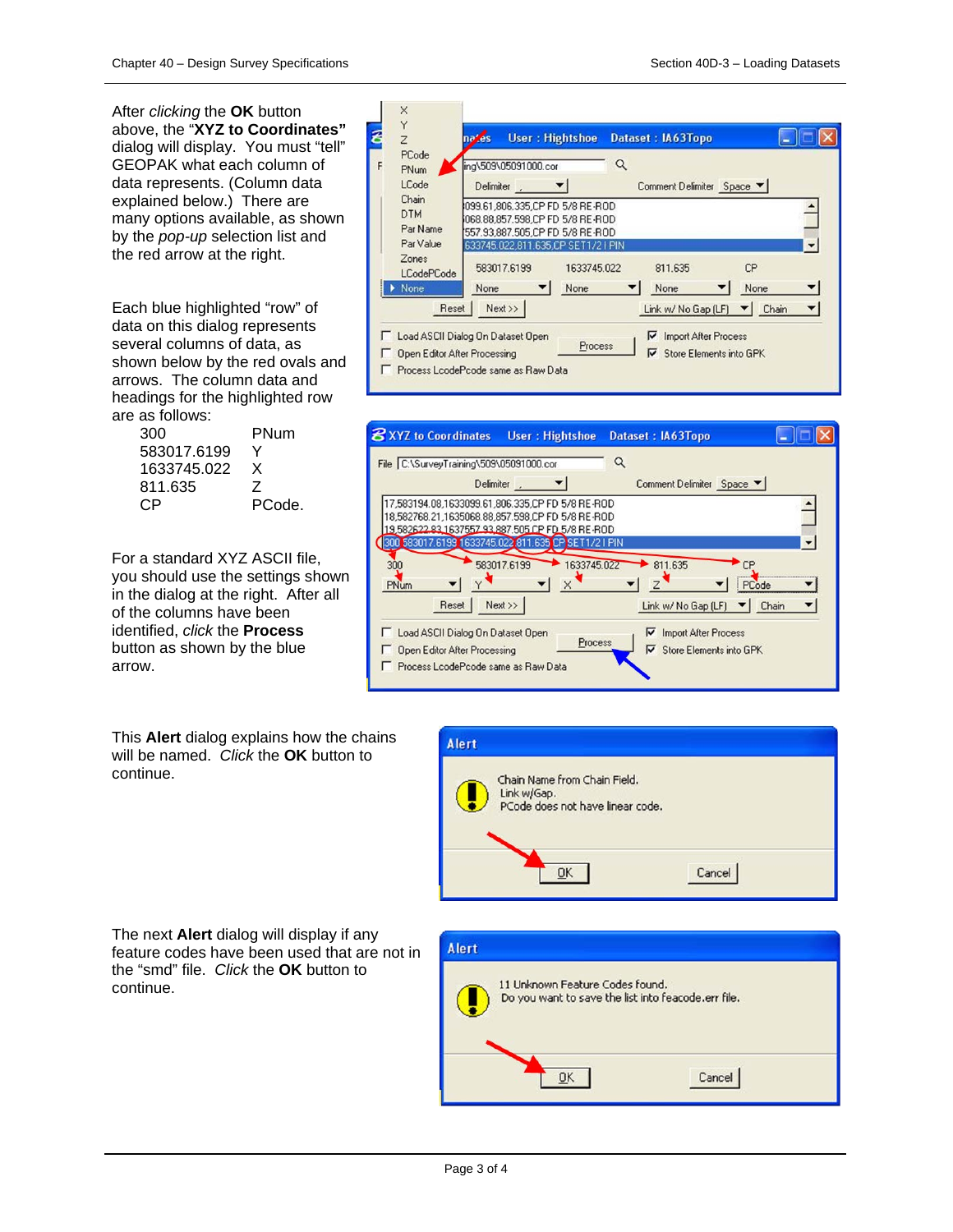After *clicking* the **OK** button above, the "**XYZ to Coordinates"** dialog will display. You must "tell" GEOPAK what each column of data represents. (Column data explained below.) There are many options available, as shown by the *pop-up* selection list and the red arrow at the right.

Each blue highlighted "row" of data on this dialog represents several columns of data, as shown below by the red ovals and arrows. The column data and headings for the highlighted row are as follows:

| | |
|---|---|
| 300 | PNum |
| 583017.6199 | Y |
| 1633745.022 | X |
| 811.635 | Z |
| CP | PCode. |

For a standard XYZ ASCII file, you should use the settings shown in the dialog at the right. After all of the columns have been identified, *click* the **Process** button as shown by the blue arrow.

This **Alert** dialog explains how the chains will be named. *Click* the **OK** button to continue.

The next **Alert** dialog will display if any feature codes have been used that are not in the "smd" file. *Click* the **OK** button to continue.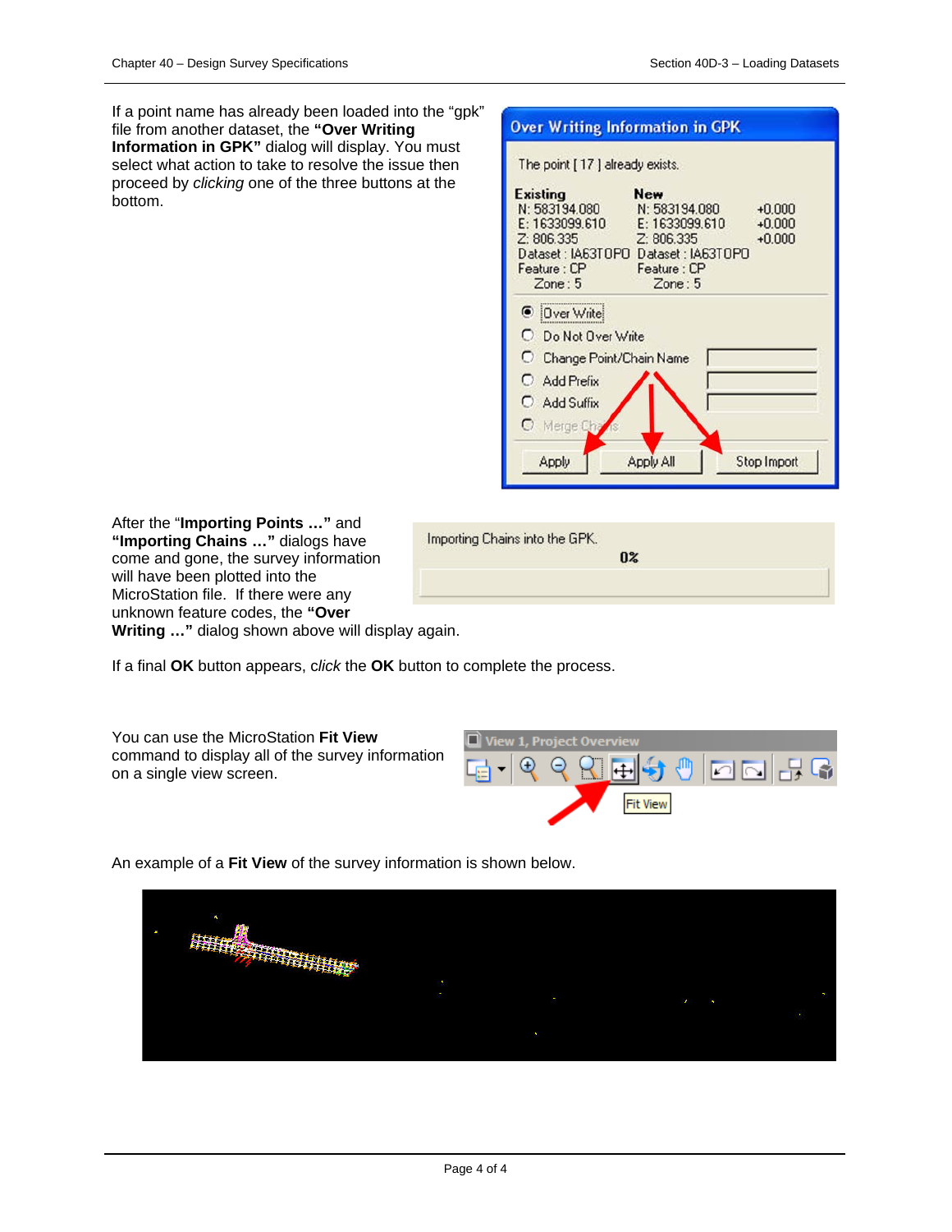If a point name has already been loaded into the "gpk" file from another dataset, the **"Over Writing Information in GPK"** dialog will display. You must select what action to take to resolve the issue then proceed by *clicking* one of the three buttons at the bottom.

After the "**Importing Points …"** and **"Importing Chains …"** dialogs have come and gone, the survey information will have been plotted into the MicroStation file. If there were any unknown feature codes, the **"Over Writing …"** dialog shown above will display again.

If a final **OK** button appears, *click* the **OK** button to complete the process.

You can use the MicroStation **Fit View** command to display all of the survey information on a single view screen.

An example of a **Fit View** of the survey information is shown below.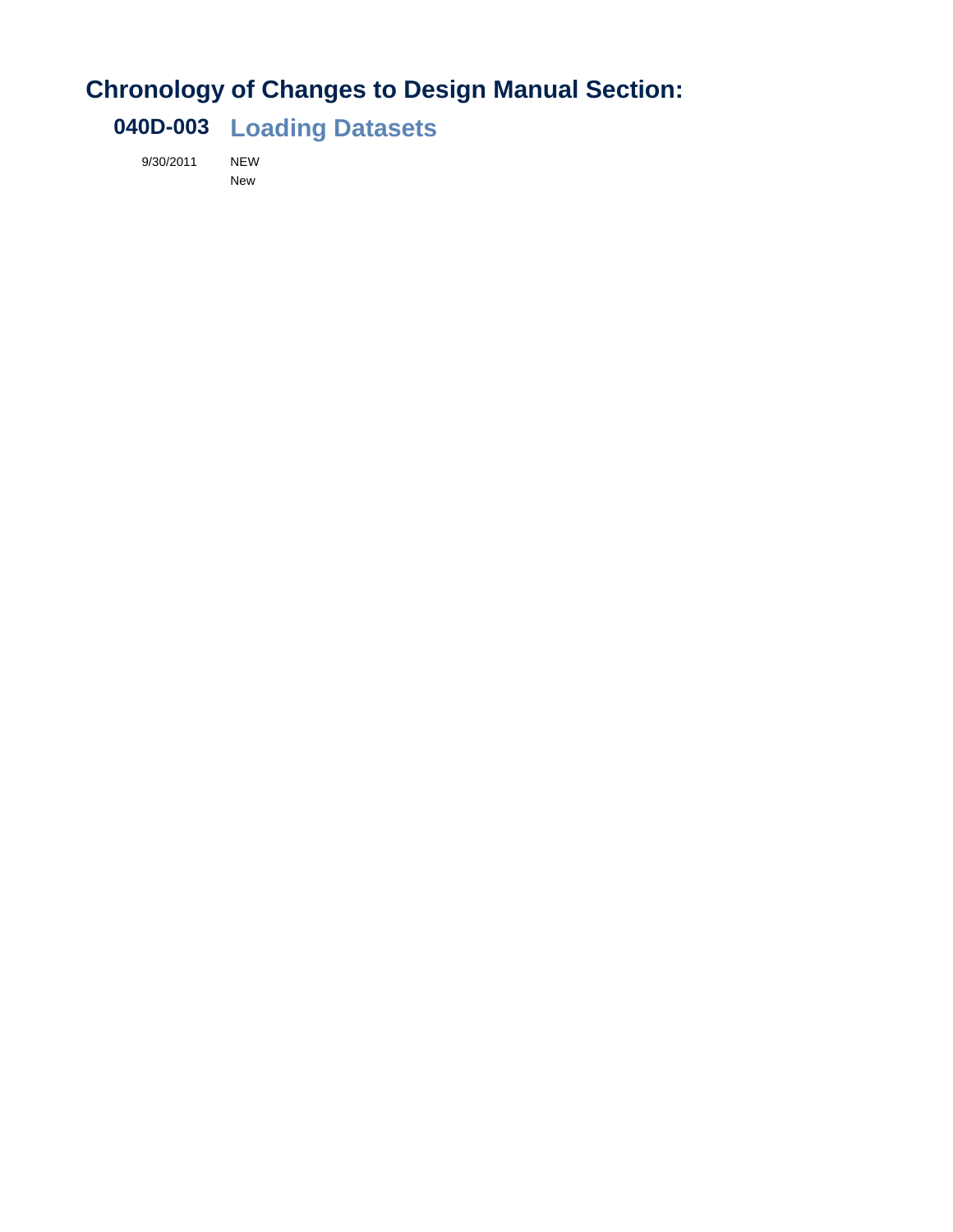# Chronology of Changes to Design Manual Section:

## 040D-003 Loading Datasets

| | |
|---|---|
| 9/30/2011 | NEW<br>New |